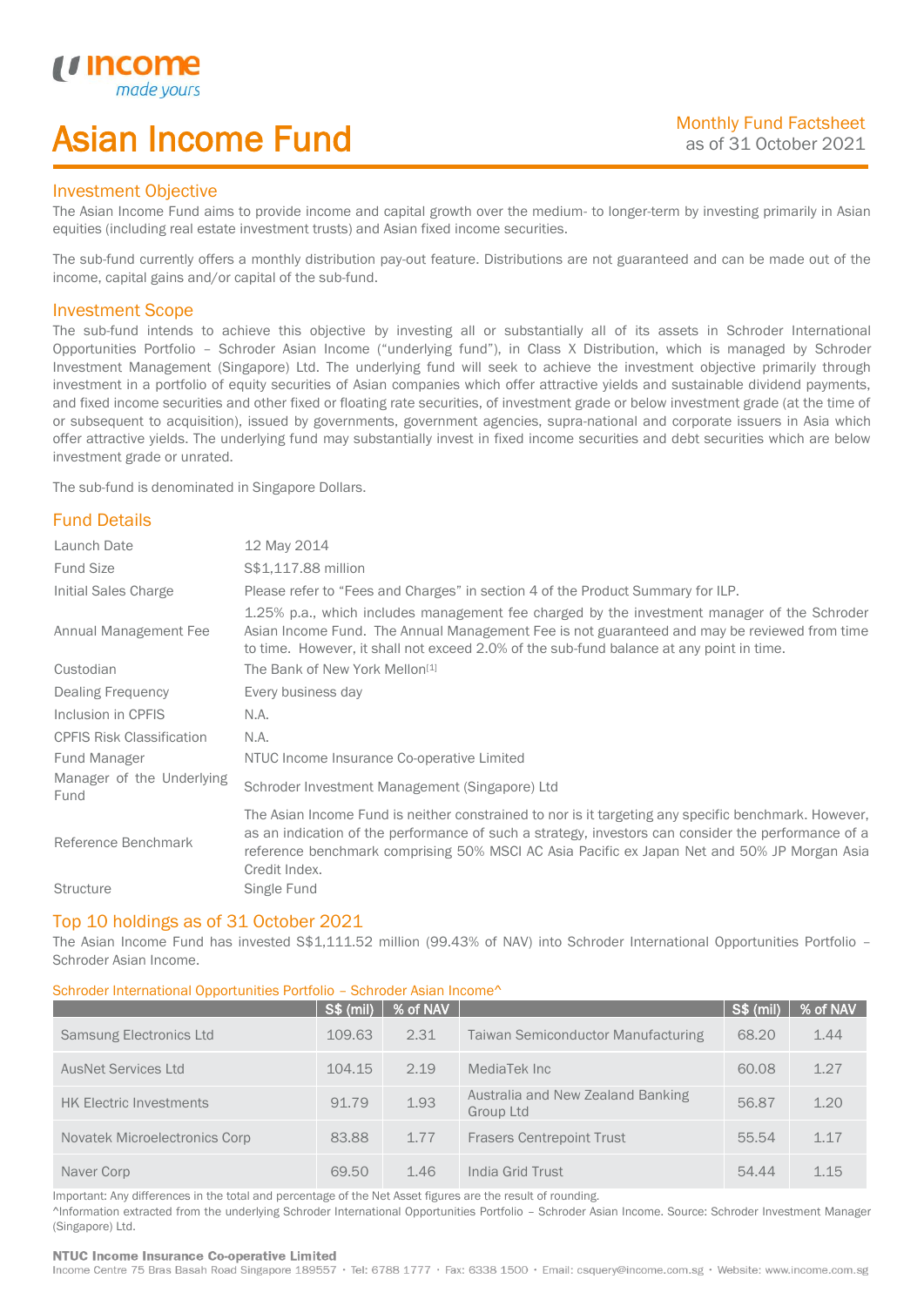# Asian Income Fund

Monthly Fund Factsheet
as of 31 October 2021

## Investment Objective

The Asian Income Fund aims to provide income and capital growth over the medium- to longer-term by investing primarily in Asian equities (including real estate investment trusts) and Asian fixed income securities.

The sub-fund currently offers a monthly distribution pay-out feature. Distributions are not guaranteed and can be made out of the income, capital gains and/or capital of the sub-fund.

## Investment Scope

The sub-fund intends to achieve this objective by investing all or substantially all of its assets in Schroder International Opportunities Portfolio – Schroder Asian Income ("underlying fund"), in Class X Distribution, which is managed by Schroder Investment Management (Singapore) Ltd. The underlying fund will seek to achieve the investment objective primarily through investment in a portfolio of equity securities of Asian companies which offer attractive yields and sustainable dividend payments, and fixed income securities and other fixed or floating rate securities, of investment grade or below investment grade (at the time of or subsequent to acquisition), issued by governments, government agencies, supra-national and corporate issuers in Asia which offer attractive yields. The underlying fund may substantially invest in fixed income securities and debt securities which are below investment grade or unrated.

The sub-fund is denominated in Singapore Dollars.

## Fund Details

| | |
|---|---|
| Launch Date | 12 May 2014 |
| Fund Size | S$1,117.88 million |
| Initial Sales Charge | Please refer to "Fees and Charges" in section 4 of the Product Summary for ILP. |
| Annual Management Fee | 1.25% p.a., which includes management fee charged by the investment manager of the Schroder Asian Income Fund. The Annual Management Fee is not guaranteed and may be reviewed from time to time. However, it shall not exceed 2.0% of the sub-fund balance at any point in time. |
| Custodian | The Bank of New York Mellon[1] |
| Dealing Frequency | Every business day |
| Inclusion in CPFIS | N.A. |
| CPFIS Risk Classification | N.A. |
| Fund Manager | NTUC Income Insurance Co-operative Limited |
| Manager of the Underlying Fund | Schroder Investment Management (Singapore) Ltd |
| Reference Benchmark | The Asian Income Fund is neither constrained to nor is it targeting any specific benchmark. However, as an indication of the performance of such a strategy, investors can consider the performance of a reference benchmark comprising 50% MSCI AC Asia Pacific ex Japan Net and 50% JP Morgan Asia Credit Index. |
| Structure | Single Fund |

## Top 10 holdings as of 31 October 2021

The Asian Income Fund has invested S$1,111.52 million (99.43% of NAV) into Schroder International Opportunities Portfolio – Schroder Asian Income.

Schroder International Opportunities Portfolio – Schroder Asian Income^

| | S$ (mil) | % of NAV | | S$ (mil) | % of NAV |
|---|---|---|---|---|---|
| Samsung Electronics Ltd | 109.63 | 2.31 | Taiwan Semiconductor Manufacturing | 68.20 | 1.44 |
| AusNet Services Ltd | 104.15 | 2.19 | MediaTek Inc | 60.08 | 1.27 |
| HK Electric Investments | 91.79 | 1.93 | Australia and New Zealand Banking Group Ltd | 56.87 | 1.20 |
| Novatek Microelectronics Corp | 83.88 | 1.77 | Frasers Centrepoint Trust | 55.54 | 1.17 |
| Naver Corp | 69.50 | 1.46 | India Grid Trust | 54.44 | 1.15 |

Important: Any differences in the total and percentage of the Net Asset figures are the result of rounding.

^Information extracted from the underlying Schroder International Opportunities Portfolio – Schroder Asian Income. Source: Schroder Investment Manager (Singapore) Ltd.

**NTUC Income Insurance Co-operative Limited**
Income Centre 75 Bras Basah Road Singapore 189557 • Tel: 6788 1777 • Fax: 6338 1500 • Email: csquery@income.com.sg • Website: www.income.com.sg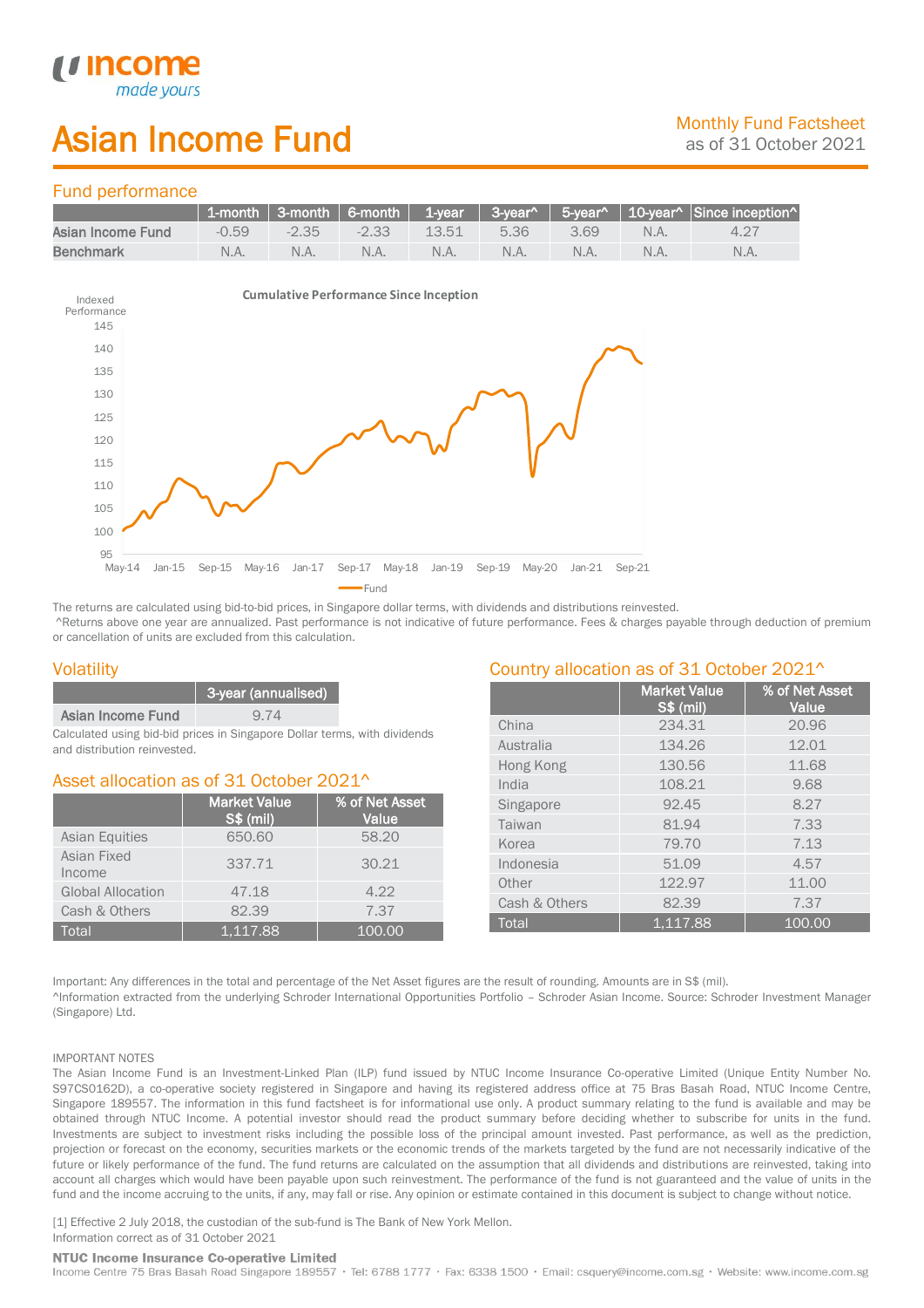# Asian Income Fund

Monthly Fund Factsheet
as of 31 October 2021

## Fund performance

| | 1-month | 3-month | 6-month | 1-year | 3-year^ | 5-year^ | 10-year^ | Since inception^ |
|---|---|---|---|---|---|---|---|---|
| Asian Income Fund | -0.59 | -2.35 | -2.33 | 13.51 | 5.36 | 3.69 | N.A. | 4.27 |
| Benchmark | N.A. | N.A. | N.A. | N.A. | N.A. | N.A. | N.A. | N.A. |

Cumulative Performance Since Inception

Indexed Performance

145
140
135
130
125
120
115
110
105
100
95

May-14 Jan-15 Sep-15 May-16 Jan-17 Sep-17 May-18 Jan-19 Sep-19 May-20 Jan-21 Sep-21

Fund

The returns are calculated using bid-to-bid prices, in Singapore dollar terms, with dividends and distributions reinvested.
^Returns above one year are annualized. Past performance is not indicative of future performance. Fees & charges payable through deduction of premium or cancellation of units are excluded from this calculation.

## Volatility

| | 3-year (annualised) |
|---|---|
| Asian Income Fund | 9.74 |

Calculated using bid-bid prices in Singapore Dollar terms, with dividends and distribution reinvested.

## Asset allocation as of 31 October 2021^

| | Market Value S$ (mil) | % of Net Asset Value |
|---|---|---|
| Asian Equities | 650.60 | 58.20 |
| Asian Fixed Income | 337.71 | 30.21 |
| Global Allocation | 47.18 | 4.22 |
| Cash & Others | 82.39 | 7.37 |
| Total | 1,117.88 | 100.00 |

## Country allocation as of 31 October 2021^

| | Market Value S$ (mil) | % of Net Asset Value |
|---|---|---|
| China | 234.31 | 20.96 |
| Australia | 134.26 | 12.01 |
| Hong Kong | 130.56 | 11.68 |
| India | 108.21 | 9.68 |
| Singapore | 92.45 | 8.27 |
| Taiwan | 81.94 | 7.33 |
| Korea | 79.70 | 7.13 |
| Indonesia | 51.09 | 4.57 |
| Other | 122.97 | 11.00 |
| Cash & Others | 82.39 | 7.37 |
| Total | 1,117.88 | 100.00 |

Important: Any differences in the total and percentage of the Net Asset figures are the result of rounding. Amounts are in S$ (mil).
^Information extracted from the underlying Schroder International Opportunities Portfolio – Schroder Asian Income. Source: Schroder Investment Manager (Singapore) Ltd.

IMPORTANT NOTES
The Asian Income Fund is an Investment-Linked Plan (ILP) fund issued by NTUC Income Insurance Co-operative Limited (Unique Entity Number No. S97CS0162D), a co-operative society registered in Singapore and having its registered address office at 75 Bras Basah Road, NTUC Income Centre, Singapore 189557. The information in this fund factsheet is for informational use only. A product summary relating to the fund is available and may be obtained through NTUC Income. A potential investor should read the product summary before deciding whether to subscribe for units in the fund. Investments are subject to investment risks including the possible loss of the principal amount invested. Past performance, as well as the prediction, projection or forecast on the economy, securities markets or the economic trends of the markets targeted by the fund are not necessarily indicative of the future or likely performance of the fund. The fund returns are calculated on the assumption that all dividends and distributions are reinvested, taking into account all charges which would have been payable upon such reinvestment. The performance of the fund is not guaranteed and the value of units in the fund and the income accruing to the units, if any, may fall or rise. Any opinion or estimate contained in this document is subject to change without notice.

[1] Effective 2 July 2018, the custodian of the sub-fund is The Bank of New York Mellon.
Information correct as of 31 October 2021

**NTUC Income Insurance Co-operative Limited**
Income Centre 75 Bras Basah Road Singapore 189557 · Tel: 6788 1777 · Fax: 6338 1500 · Email: csquery@income.com.sg · Website: www.income.com.sg